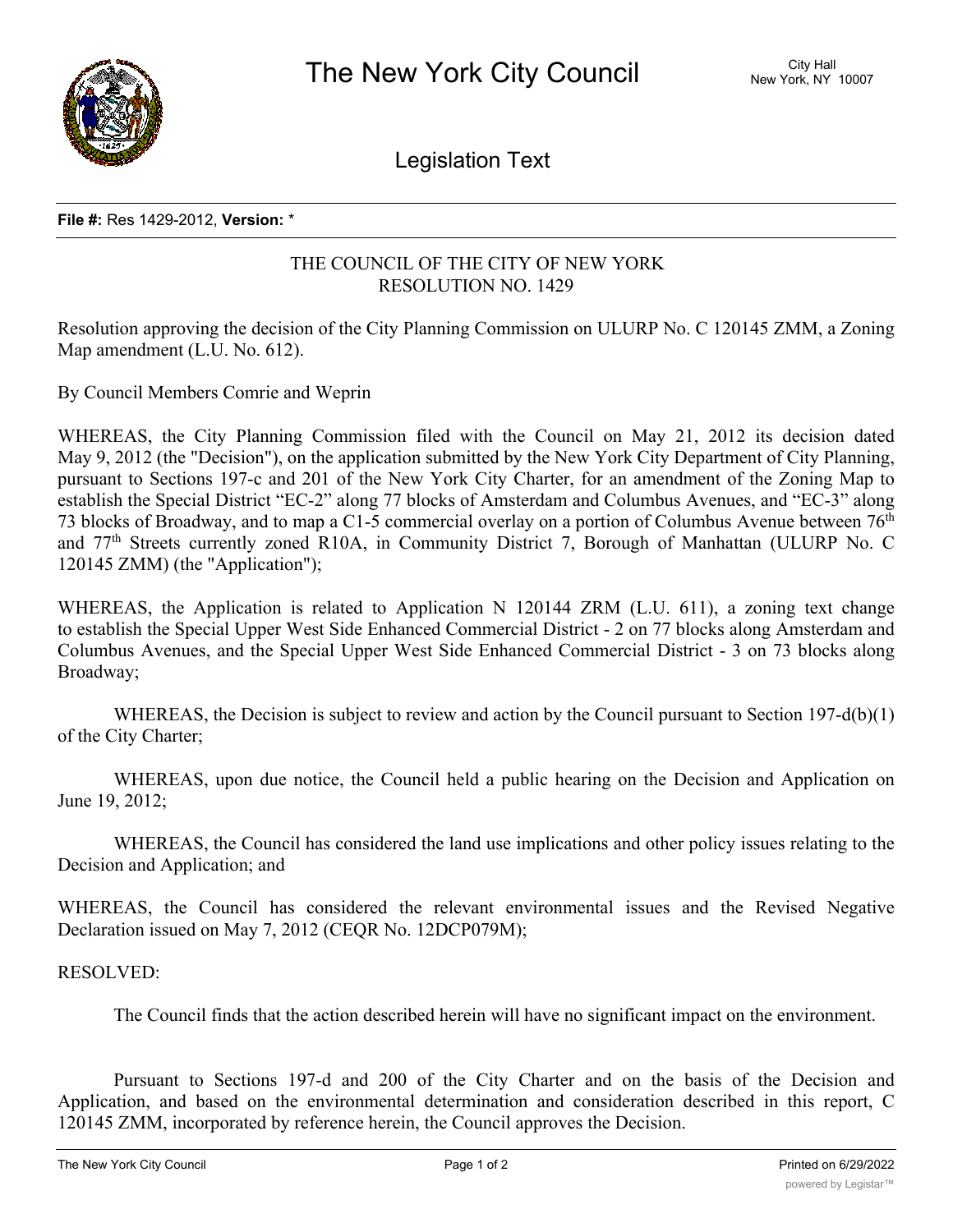# The New York City Council

City Hall
New York, NY 10007

## Legislation Text

**File #:** Res 1429-2012, **Version:** *

THE COUNCIL OF THE CITY OF NEW YORK
RESOLUTION NO. 1429

Resolution approving the decision of the City Planning Commission on ULURP No. C 120145 ZMM, a Zoning Map amendment (L.U. No. 612).

By Council Members Comrie and Weprin

WHEREAS, the City Planning Commission filed with the Council on May 21, 2012 its decision dated May 9, 2012 (the "Decision"), on the application submitted by the New York City Department of City Planning, pursuant to Sections 197-c and 201 of the New York City Charter, for an amendment of the Zoning Map to establish the Special District "EC-2" along 77 blocks of Amsterdam and Columbus Avenues, and "EC-3" along 73 blocks of Broadway, and to map a C1-5 commercial overlay on a portion of Columbus Avenue between 76th and 77th Streets currently zoned R10A, in Community District 7, Borough of Manhattan (ULURP No. C 120145 ZMM) (the "Application");

WHEREAS, the Application is related to Application N 120144 ZRM (L.U. 611), a zoning text change to establish the Special Upper West Side Enhanced Commercial District - 2 on 77 blocks along Amsterdam and Columbus Avenues, and the Special Upper West Side Enhanced Commercial District - 3 on 73 blocks along Broadway;

WHEREAS, the Decision is subject to review and action by the Council pursuant to Section 197-d(b)(1) of the City Charter;

WHEREAS, upon due notice, the Council held a public hearing on the Decision and Application on June 19, 2012;

WHEREAS, the Council has considered the land use implications and other policy issues relating to the Decision and Application; and

WHEREAS, the Council has considered the relevant environmental issues and the Revised Negative Declaration issued on May 7, 2012 (CEQR No. 12DCP079M);

RESOLVED:

The Council finds that the action described herein will have no significant impact on the environment.

Pursuant to Sections 197-d and 200 of the City Charter and on the basis of the Decision and Application, and based on the environmental determination and consideration described in this report, C 120145 ZMM, incorporated by reference herein, the Council approves the Decision.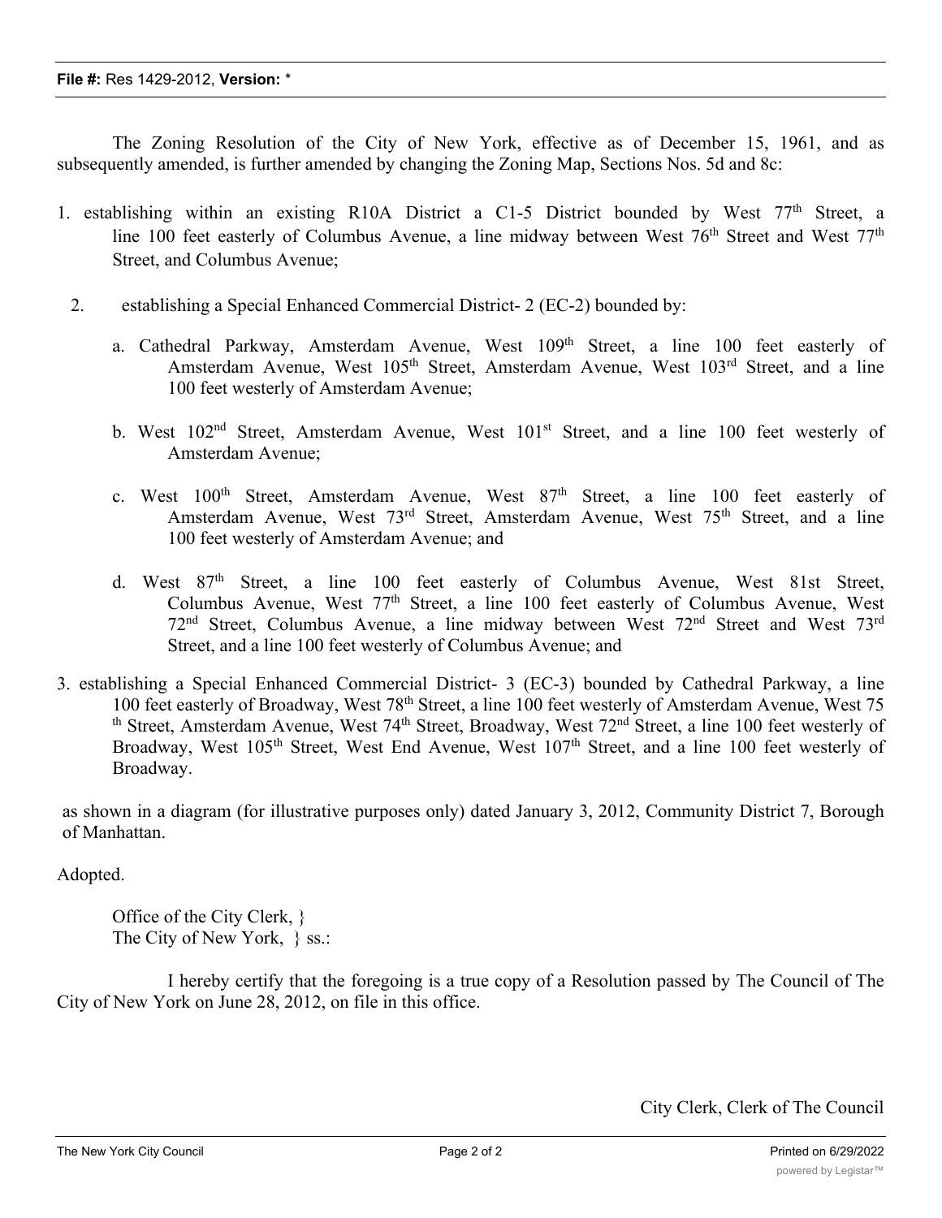The Zoning Resolution of the City of New York, effective as of December 15, 1961, and as subsequently amended, is further amended by changing the Zoning Map, Sections Nos. 5d and 8c:

1. establishing within an existing R10A District a C1-5 District bounded by West 77th Street, a line 100 feet easterly of Columbus Avenue, a line midway between West 76th Street and West 77th Street, and Columbus Avenue;

2. establishing a Special Enhanced Commercial District- 2 (EC-2) bounded by:

    a. Cathedral Parkway, Amsterdam Avenue, West 109th Street, a line 100 feet easterly of Amsterdam Avenue, West 105th Street, Amsterdam Avenue, West 103rd Street, and a line 100 feet westerly of Amsterdam Avenue;

    b. West 102nd Street, Amsterdam Avenue, West 101st Street, and a line 100 feet westerly of Amsterdam Avenue;

    c. West 100th Street, Amsterdam Avenue, West 87th Street, a line 100 feet easterly of Amsterdam Avenue, West 73rd Street, Amsterdam Avenue, West 75th Street, and a line 100 feet westerly of Amsterdam Avenue; and

    d. West 87th Street, a line 100 feet easterly of Columbus Avenue, West 81st Street, Columbus Avenue, West 77th Street, a line 100 feet easterly of Columbus Avenue, West 72nd Street, Columbus Avenue, a line midway between West 72nd Street and West 73rd Street, and a line 100 feet westerly of Columbus Avenue; and

3. establishing a Special Enhanced Commercial District- 3 (EC-3) bounded by Cathedral Parkway, a line 100 feet easterly of Broadway, West 78th Street, a line 100 feet westerly of Amsterdam Avenue, West 75th Street, Amsterdam Avenue, West 74th Street, Broadway, West 72nd Street, a line 100 feet westerly of Broadway, West 105th Street, West End Avenue, West 107th Street, and a line 100 feet westerly of Broadway.

as shown in a diagram (for illustrative purposes only) dated January 3, 2012, Community District 7, Borough of Manhattan.

Adopted.

Office of the City Clerk, }
The City of New York, } ss.:

I hereby certify that the foregoing is a true copy of a Resolution passed by The Council of The City of New York on June 28, 2012, on file in this office.

City Clerk, Clerk of The Council